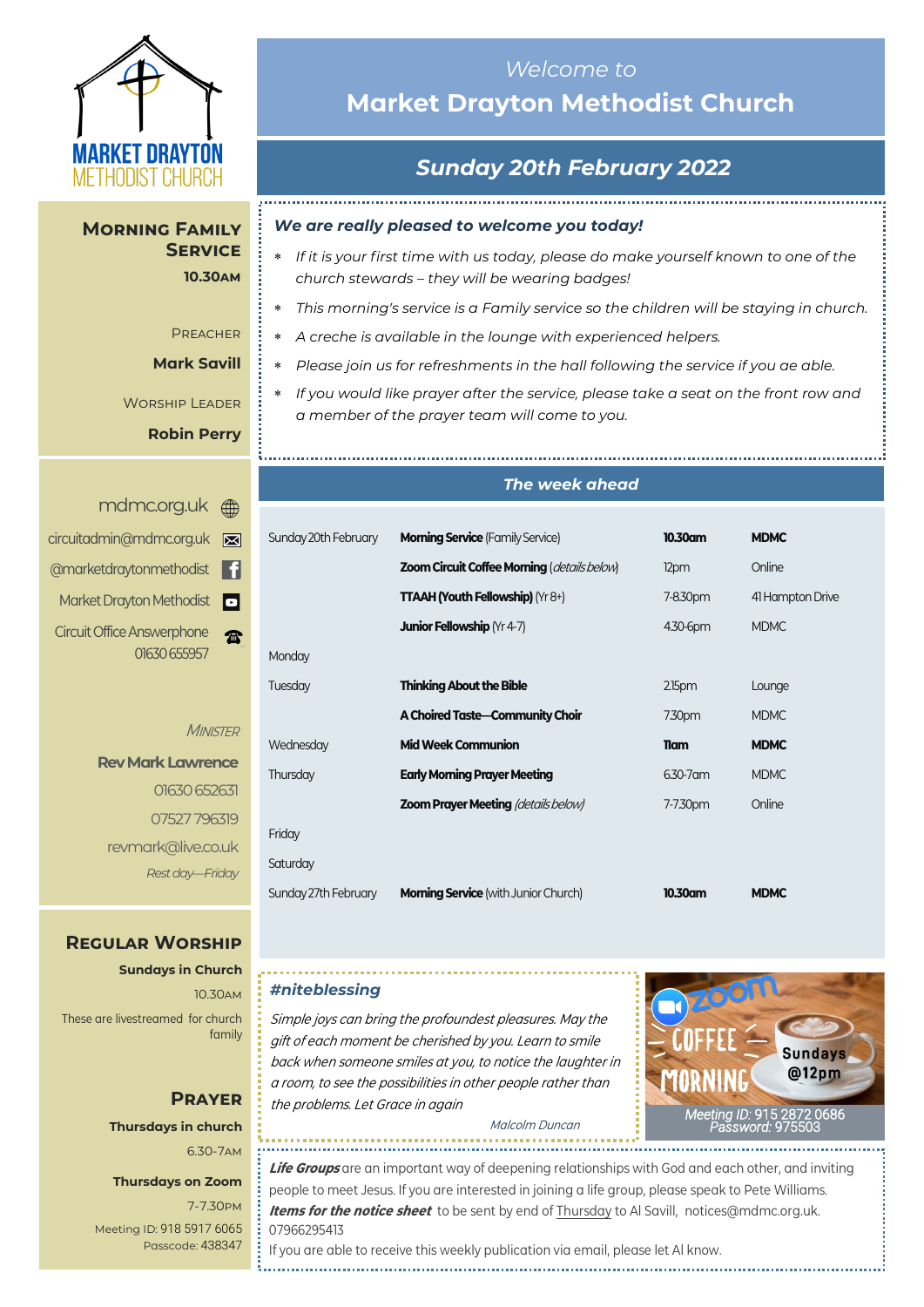MARKET DRAYTON METHODIST CHURCH

# *Welcome to* Market Drayton Methodist Church

## *Sunday 20th February 2022*

### Morning Family Service

**10.30AM**

PREACHER

**Mark Savill**

WORSHIP LEADER

**Robin Perry**

***We are really pleased to welcome you today!***

- *If it is your first time with us today, please do make yourself known to one of the church stewards – they will be wearing badges!*
- *This morning's service is a Family service so the children will be staying in church.*
- *A creche is available in the lounge with experienced helpers.*
- *Please join us for refreshments in the hall following the service if you ae able.*
- *If you would like prayer after the service, please take a seat on the front row and a member of the prayer team will come to you.*

mdmc.org.uk

circuitadmin@mdmc.org.uk

@marketdraytonmethodist

Market Drayton Methodist

Circuit Office Answerphone 01630 655957

*MINISTER*

**Rev Mark Lawrence**

01630 652631

07527 796319

revmark@live.co.uk

*Rest day—Friday*

### *The week ahead*

| | | | |
|---|---|---|---|
| Sunday 20th February | **Morning Service** (Family Service) | **10.30am** | **MDMC** |
| | **Zoom Circuit Coffee Morning** (*details below*) | 12pm | Online |
| | **TTAAH (Youth Fellowship)** (Yr 8+) | 7-8.30pm | 41 Hampton Drive |
| | **Junior Fellowship** (Yr 4-7) | 4.30-6pm | MDMC |
| Monday | | | |
| Tuesday | **Thinking About the Bible** | 2.15pm | Lounge |
| | **A Choired Taste—Community Choir** | 7.30pm | MDMC |
| Wednesday | **Mid Week Communion** | **11am** | **MDMC** |
| Thursday | **Early Morning Prayer Meeting** | 6.30-7am | MDMC |
| | **Zoom Prayer Meeting** (*details below*) | 7-7.30pm | Online |
| Friday | | | |
| Saturday | | | |
| Sunday 27th February | **Morning Service** (with Junior Church) | **10.30am** | **MDMC** |

### Regular Worship

**Sundays in Church**

10.30AM

These are livestreamed for church family

### Prayer

**Thursdays in church**

6.30-7AM

**Thursdays on Zoom**

7-7.30PM

Meeting ID: 918 5917 6065
Passcode: 438347

***#niteblessing***

*Simple joys can bring the profoundest pleasures. May the gift of each moment be cherished by you. Learn to smile back when someone smiles at you, to notice the laughter in a room, to see the possibilities in other people rather than the problems. Let Grace in again*

*Malcolm Duncan*

zoom COFFEE MORNING Sundays @12pm

*Meeting ID: 915 2872 0686*
*Password: 975503*

***Life Groups*** are an important way of deepening relationships with God and each other, and inviting people to meet Jesus. If you are interested in joining a life group, please speak to Pete Williams.

***Items for the notice sheet*** to be sent by end of Thursday to Al Savill, notices@mdmc.org.uk. 07966295413

If you are able to receive this weekly publication via email, please let Al know.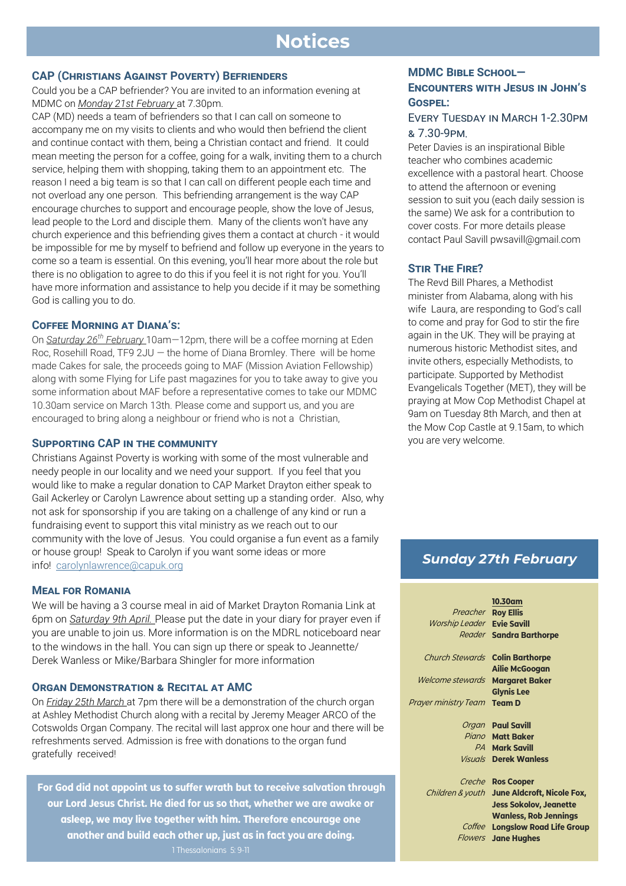# Notices

### CAP (Christians Against Poverty) Befrienders

Could you be a CAP befriender? You are invited to an information evening at MDMC on _Monday 21st February_ at 7.30pm.

CAP (MD) needs a team of befrienders so that I can call on someone to accompany me on my visits to clients and who would then befriend the client and continue contact with them, being a Christian contact and friend. It could mean meeting the person for a coffee, going for a walk, inviting them to a church service, helping them with shopping, taking them to an appointment etc. The reason I need a big team is so that I can call on different people each time and not overload any one person. This befriending arrangement is the way CAP encourage churches to support and encourage people, show the love of Jesus, lead people to the Lord and disciple them. Many of the clients won't have any church experience and this befriending gives them a contact at church - it would be impossible for me by myself to befriend and follow up everyone in the years to come so a team is essential. On this evening, you'll hear more about the role but there is no obligation to agree to do this if you feel it is not right for you. You'll have more information and assistance to help you decide if it may be something God is calling you to do.

### Coffee Morning at Diana's:

On _Saturday 26th February_ 10am—12pm, there will be a coffee morning at Eden Roc, Rosehill Road, TF9 2JU — the home of Diana Bromley. There will be home made Cakes for sale, the proceeds going to MAF (Mission Aviation Fellowship) along with some Flying for Life past magazines for you to take away to give you some information about MAF before a representative comes to take our MDMC 10.30am service on March 13th. Please come and support us, and you are encouraged to bring along a neighbour or friend who is not a Christian,

### Supporting CAP in the community

Christians Against Poverty is working with some of the most vulnerable and needy people in our locality and we need your support. If you feel that you would like to make a regular donation to CAP Market Drayton either speak to Gail Ackerley or Carolyn Lawrence about setting up a standing order. Also, why not ask for sponsorship if you are taking on a challenge of any kind or run a fundraising event to support this vital ministry as we reach out to our community with the love of Jesus. You could organise a fun event as a family or house group! Speak to Carolyn if you want some ideas or more info! carolynlawrence@capuk.org

### Meal for Romania

We will be having a 3 course meal in aid of Market Drayton Romania Link at 6pm on _Saturday 9th April._ Please put the date in your diary for prayer even if you are unable to join us. More information is on the MDRL noticeboard near to the windows in the hall. You can sign up there or speak to Jeannette/ Derek Wanless or Mike/Barbara Shingler for more information

### Organ Demonstration & Recital at AMC

On _Friday 25th March_ at 7pm there will be a demonstration of the church organ at Ashley Methodist Church along with a recital by Jeremy Meager ARCO of the Cotswolds Organ Company. The recital will last approx one hour and there will be refreshments served. Admission is free with donations to the organ fund gratefully received!

**For God did not appoint us to suffer wrath but to receive salvation through our Lord Jesus Christ. He died for us so that, whether we are awake or asleep, we may live together with him. Therefore encourage one another and build each other up, just as in fact you are doing.**

1 Thessalonians 5: 9-11

### MDMC Bible School—Encounters with Jesus in John's Gospel:

Every Tuesday in March 1-2.30pm & 7.30-9pm.

Peter Davies is an inspirational Bible teacher who combines academic excellence with a pastoral heart. Choose to attend the afternoon or evening session to suit you (each daily session is the same) We ask for a contribution to cover costs. For more details please contact Paul Savill pwsavill@gmail.com

### Stir The Fire?

The Revd Bill Phares, a Methodist minister from Alabama, along with his wife Laura, are responding to God's call to come and pray for God to stir the fire again in the UK. They will be praying at numerous historic Methodist sites, and invite others, especially Methodists, to participate. Supported by Methodist Evangelicals Together (MET), they will be praying at Mow Cop Methodist Chapel at 9am on Tuesday 8th March, and then at the Mow Cop Castle at 9.15am, to which you are very welcome.

## Sunday 27th February

| | 10.30am |
|---|---|
| *Preacher* | **Roy Ellis** |
| *Worship Leader* | **Evie Savill** |
| *Reader* | **Sandra Barthorpe** |
| *Church Stewards* | **Colin Barthorpe**<br>**Ailie McGoogan** |
| *Welcome stewards* | **Margaret Baker**<br>**Glynis Lee** |
| *Prayer ministry Team* | **Team D** |
| *Organ* | **Paul Savill** |
| *Piano* | **Matt Baker** |
| *PA* | **Mark Savill** |
| *Visuals* | **Derek Wanless** |
| *Creche* | **Ros Cooper** |
| *Children & youth* | **June Aldcroft, Nicole Fox, Jess Sokolov, Jeanette Wanless, Rob Jennings** |
| *Coffee* | **Longslow Road Life Group** |
| *Flowers* | **Jane Hughes** |